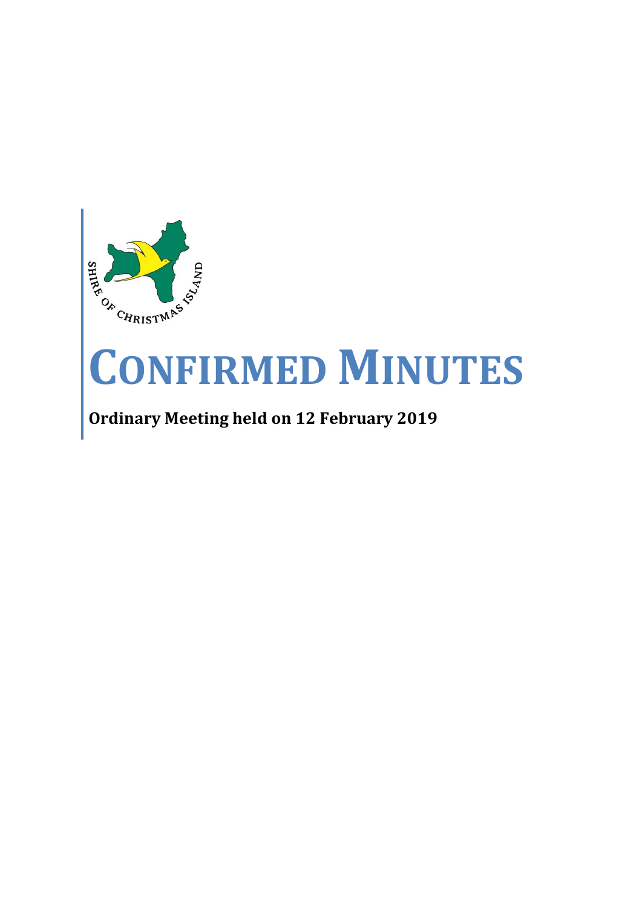SHIRE OF CHRISTMAS ISLAND

# CONFIRMED MINUTES

**Ordinary Meeting held on 12 February 2019**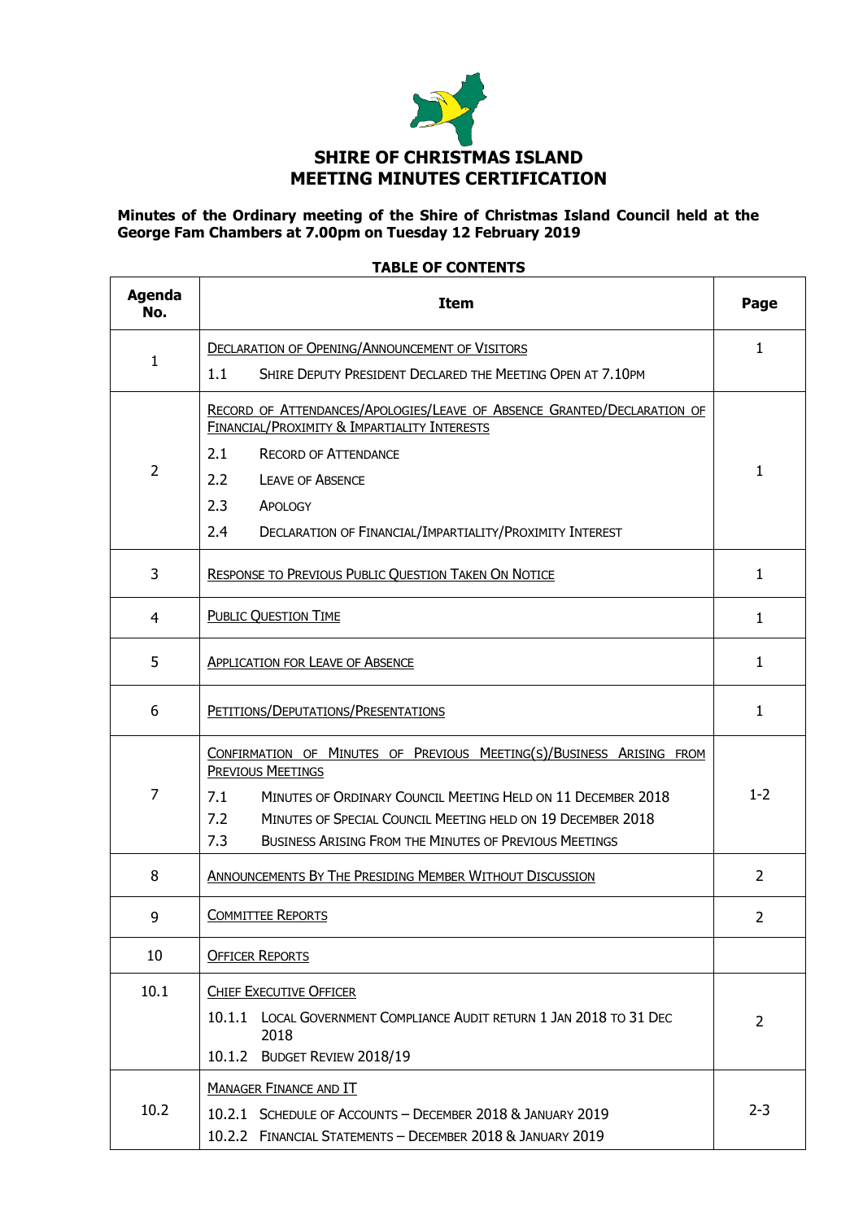# SHIRE OF CHRISTMAS ISLAND
# MEETING MINUTES CERTIFICATION

**Minutes of the Ordinary meeting of the Shire of Christmas Island Council held at the George Fam Chambers at 7.00pm on Tuesday 12 February 2019**

**TABLE OF CONTENTS**

| Agenda No. | Item | Page |
|---|---|---|
| 1 | DECLARATION OF OPENING/ANNOUNCEMENT OF VISITORS<br>1.1 SHIRE DEPUTY PRESIDENT DECLARED THE MEETING OPEN AT 7.10PM | 1 |
| 2 | RECORD OF ATTENDANCES/APOLOGIES/LEAVE OF ABSENCE GRANTED/DECLARATION OF FINANCIAL/PROXIMITY & IMPARTIALITY INTERESTS<br>2.1 RECORD OF ATTENDANCE<br>2.2 LEAVE OF ABSENCE<br>2.3 APOLOGY<br>2.4 DECLARATION OF FINANCIAL/IMPARTIALITY/PROXIMITY INTEREST | 1 |
| 3 | RESPONSE TO PREVIOUS PUBLIC QUESTION TAKEN ON NOTICE | 1 |
| 4 | PUBLIC QUESTION TIME | 1 |
| 5 | APPLICATION FOR LEAVE OF ABSENCE | 1 |
| 6 | PETITIONS/DEPUTATIONS/PRESENTATIONS | 1 |
| 7 | CONFIRMATION OF MINUTES OF PREVIOUS MEETING(S)/BUSINESS ARISING FROM PREVIOUS MEETINGS<br>7.1 MINUTES OF ORDINARY COUNCIL MEETING HELD ON 11 DECEMBER 2018<br>7.2 MINUTES OF SPECIAL COUNCIL MEETING HELD ON 19 DECEMBER 2018<br>7.3 BUSINESS ARISING FROM THE MINUTES OF PREVIOUS MEETINGS | 1-2 |
| 8 | ANNOUNCEMENTS BY THE PRESIDING MEMBER WITHOUT DISCUSSION | 2 |
| 9 | COMMITTEE REPORTS | 2 |
| 10 | OFFICER REPORTS | |
| 10.1 | CHIEF EXECUTIVE OFFICER<br>10.1.1 LOCAL GOVERNMENT COMPLIANCE AUDIT RETURN 1 JAN 2018 TO 31 DEC 2018<br>10.1.2 BUDGET REVIEW 2018/19 | 2 |
| 10.2 | MANAGER FINANCE AND IT<br>10.2.1 SCHEDULE OF ACCOUNTS – DECEMBER 2018 & JANUARY 2019<br>10.2.2 FINANCIAL STATEMENTS – DECEMBER 2018 & JANUARY 2019 | 2-3 |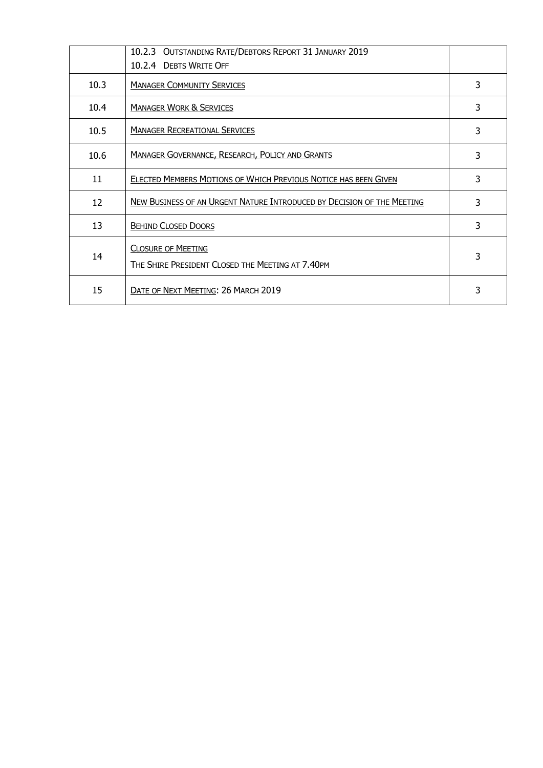| | | |
|---|---|---|
| | 10.2.3 OUTSTANDING RATE/DEBTORS REPORT 31 JANUARY 2019<br>10.2.4 DEBTS WRITE OFF | |
| 10.3 | MANAGER COMMUNITY SERVICES | 3 |
| 10.4 | MANAGER WORK & SERVICES | 3 |
| 10.5 | MANAGER RECREATIONAL SERVICES | 3 |
| 10.6 | MANAGER GOVERNANCE, RESEARCH, POLICY AND GRANTS | 3 |
| 11 | ELECTED MEMBERS MOTIONS OF WHICH PREVIOUS NOTICE HAS BEEN GIVEN | 3 |
| 12 | NEW BUSINESS OF AN URGENT NATURE INTRODUCED BY DECISION OF THE MEETING | 3 |
| 13 | BEHIND CLOSED DOORS | 3 |
| 14 | CLOSURE OF MEETING<br>THE SHIRE PRESIDENT CLOSED THE MEETING AT 7.40PM | 3 |
| 15 | DATE OF NEXT MEETING: 26 MARCH 2019 | 3 |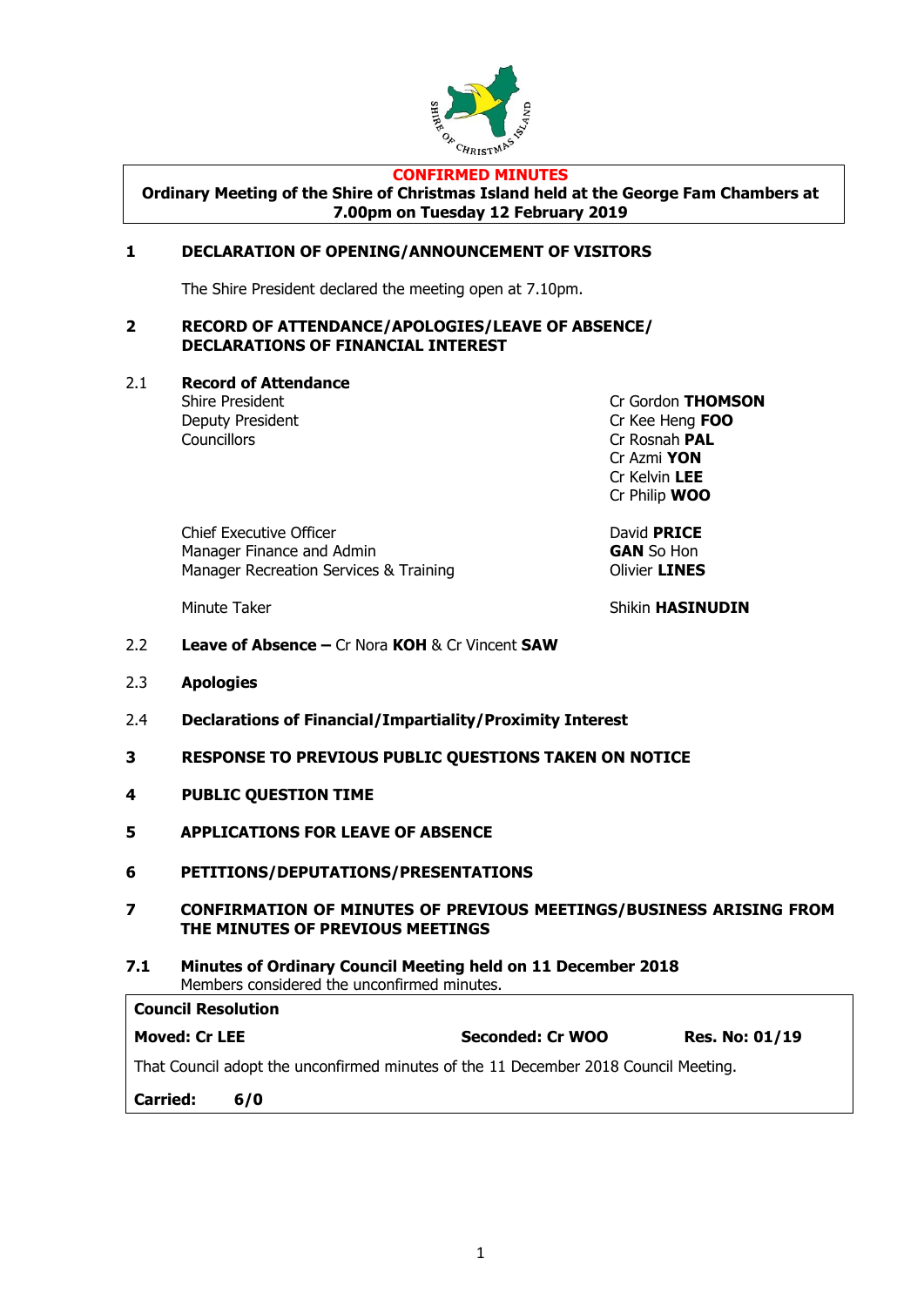**CONFIRMED MINUTES**

**Ordinary Meeting of the Shire of Christmas Island held at the George Fam Chambers at 7.00pm on Tuesday 12 February 2019**

## 1 DECLARATION OF OPENING/ANNOUNCEMENT OF VISITORS

The Shire President declared the meeting open at 7.10pm.

## 2 RECORD OF ATTENDANCE/APOLOGIES/LEAVE OF ABSENCE/ DECLARATIONS OF FINANCIAL INTEREST

### 2.1 Record of Attendance

| | |
|---|---|
| Shire President | Cr Gordon **THOMSON** |
| Deputy President | Cr Kee Heng **FOO** |
| Councillors | Cr Rosnah **PAL** |
| | Cr Azmi **YON** |
| | Cr Kelvin **LEE** |
| | Cr Philip **WOO** |
| Chief Executive Officer | David **PRICE** |
| Manager Finance and Admin | **GAN** So Hon |
| Manager Recreation Services & Training | Olivier **LINES** |
| Minute Taker | Shikin **HASINUDIN** |

### 2.2 Leave of Absence – Cr Nora KOH & Cr Vincent SAW

### 2.3 Apologies

### 2.4 Declarations of Financial/Impartiality/Proximity Interest

## 3 RESPONSE TO PREVIOUS PUBLIC QUESTIONS TAKEN ON NOTICE

## 4 PUBLIC QUESTION TIME

## 5 APPLICATIONS FOR LEAVE OF ABSENCE

## 6 PETITIONS/DEPUTATIONS/PRESENTATIONS

## 7 CONFIRMATION OF MINUTES OF PREVIOUS MEETINGS/BUSINESS ARISING FROM THE MINUTES OF PREVIOUS MEETINGS

### 7.1 Minutes of Ordinary Council Meeting held on 11 December 2018

Members considered the unconfirmed minutes.

**Council Resolution**

**Moved: Cr LEE** **Seconded: Cr WOO** **Res. No: 01/19**

That Council adopt the unconfirmed minutes of the 11 December 2018 Council Meeting.

**Carried: 6/0**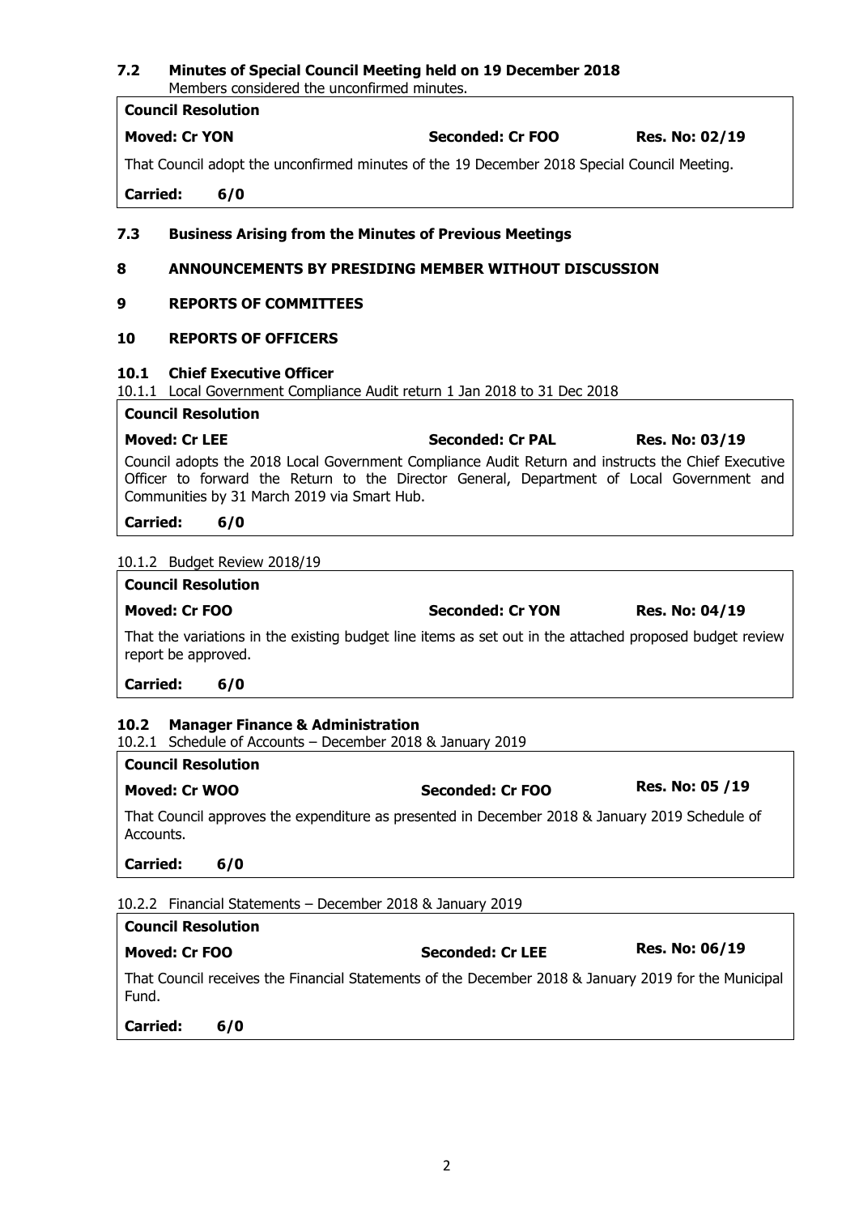## 7.2 Minutes of Special Council Meeting held on 19 December 2018

Members considered the unconfirmed minutes.

**Council Resolution**

**Moved: Cr YON** **Seconded: Cr FOO** **Res. No: 02/19**

That Council adopt the unconfirmed minutes of the 19 December 2018 Special Council Meeting.

**Carried: 6/0**

## 7.3 Business Arising from the Minutes of Previous Meetings

## 8 ANNOUNCEMENTS BY PRESIDING MEMBER WITHOUT DISCUSSION

## 9 REPORTS OF COMMITTEES

## 10 REPORTS OF OFFICERS

### 10.1 Chief Executive Officer

10.1.1 Local Government Compliance Audit return 1 Jan 2018 to 31 Dec 2018

**Council Resolution**

**Moved: Cr LEE** **Seconded: Cr PAL** **Res. No: 03/19**

Council adopts the 2018 Local Government Compliance Audit Return and instructs the Chief Executive Officer to forward the Return to the Director General, Department of Local Government and Communities by 31 March 2019 via Smart Hub.

**Carried: 6/0**

10.1.2 Budget Review 2018/19

**Council Resolution**

**Moved: Cr FOO** **Seconded: Cr YON** **Res. No: 04/19**

That the variations in the existing budget line items as set out in the attached proposed budget review report be approved.

**Carried: 6/0**

### 10.2 Manager Finance & Administration

10.2.1 Schedule of Accounts – December 2018 & January 2019

**Council Resolution**

**Moved: Cr WOO** **Seconded: Cr FOO** **Res. No: 05 /19**

That Council approves the expenditure as presented in December 2018 & January 2019 Schedule of Accounts.

**Carried: 6/0**

10.2.2 Financial Statements – December 2018 & January 2019

**Council Resolution**

**Moved: Cr FOO** **Seconded: Cr LEE** **Res. No: 06/19**

That Council receives the Financial Statements of the December 2018 & January 2019 for the Municipal Fund.

**Carried: 6/0**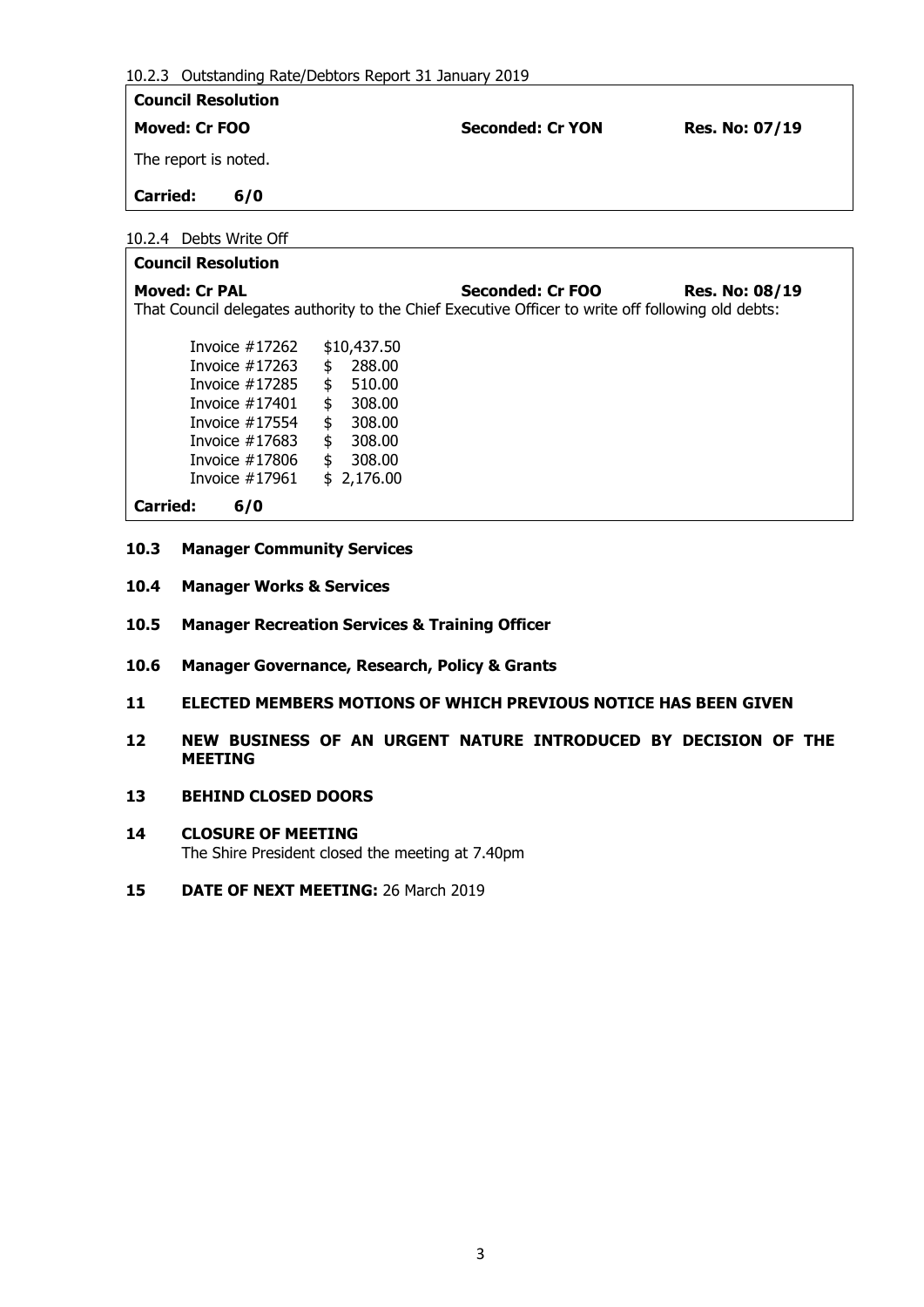10.2.3 Outstanding Rate/Debtors Report 31 January 2019

**Council Resolution**

**Moved: Cr FOO** **Seconded: Cr YON** **Res. No: 07/19**

The report is noted.

**Carried: 6/0**

10.2.4 Debts Write Off

**Council Resolution**

**Moved: Cr PAL** **Seconded: Cr FOO** **Res. No: 08/19**

That Council delegates authority to the Chief Executive Officer to write off following old debts:

| | |
|---|---|
| Invoice #17262 | $10,437.50 |
| Invoice #17263 | $ 288.00 |
| Invoice #17285 | $ 510.00 |
| Invoice #17401 | $ 308.00 |
| Invoice #17554 | $ 308.00 |
| Invoice #17683 | $ 308.00 |
| Invoice #17806 | $ 308.00 |
| Invoice #17961 | $ 2,176.00 |

**Carried: 6/0**

**10.3 Manager Community Services**

**10.4 Manager Works & Services**

**10.5 Manager Recreation Services & Training Officer**

**10.6 Manager Governance, Research, Policy & Grants**

**11 ELECTED MEMBERS MOTIONS OF WHICH PREVIOUS NOTICE HAS BEEN GIVEN**

**12 NEW BUSINESS OF AN URGENT NATURE INTRODUCED BY DECISION OF THE MEETING**

**13 BEHIND CLOSED DOORS**

**14 CLOSURE OF MEETING**

The Shire President closed the meeting at 7.40pm

**15 DATE OF NEXT MEETING:** 26 March 2019